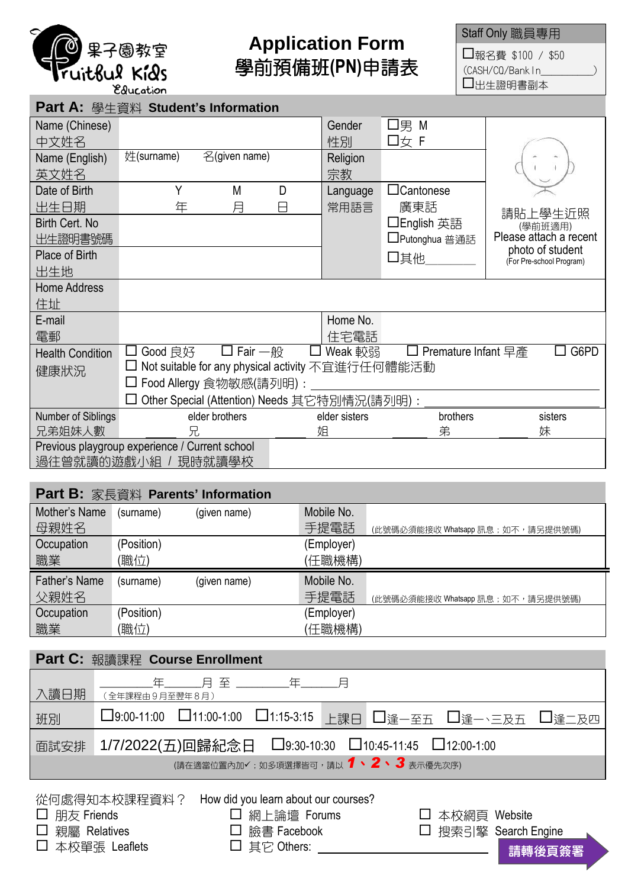果子園教室 Fruitful Kids Education

# Application Form
# 學前預備班(PN)申請表

| Staff Only 職員專用 |
|---|
| ☐報名費 $100 / $50 |
| (CASH/CQ/Bank In__________) |
| ☐出生證明書副本 |

## Part A: 學生資料 Student's Information

| | | | | |
|---|---|---|---|---|
| Name (Chinese) 中文姓名 | | Gender 性別 | ☐男 M ☐女 F | 請貼上學生近照 (學前班適用) Please attach a recent photo of student (For Pre-school Program) |
| Name (English) 英文姓名 | 姓(surname) 名(given name) | Religion 宗教 | | |
| Date of Birth 出生日期 | Y 年 M 月 D 日 | Language 常用語言 | ☐Cantonese 廣東話 ☐English 英語 ☐Putonghua 普通話 ☐其他________ | |
| Birth Cert. No 出生證明書號碼 | | | | |
| Place of Birth 出生地 | | | | |
| Home Address 住址 | | | | |
| E-mail 電郵 | | Home No. 住宅電話 | | |
| Health Condition 健康狀況 | ☐ Good 良好 ☐ Fair 一般 ☐ Weak 較弱 ☐ Premature Infant 早產 ☐ G6PD<br>☐ Not suitable for any physical activity 不宜進行任何體能活動<br>☐ Food Allergy 食物敏感(請列明)：________<br>☐ Other Special (Attention) Needs 其它特別情況(請列明)：________ | | | |
| Number of Siblings 兄弟姐妹人數 | ______ elder brothers 兄 | ______ elder sisters 姐 | ______ brothers 弟 | ______ sisters 妹 |
| Previous playgroup experience / Current school 過往曾就讀的遊戲小組 / 現時就讀學校 | | | | |

## Part B: 家長資料 Parents' Information

| | | | |
|---|---|---|---|
| Mother's Name 母親姓名 | (surname) (given name) | Mobile No. 手提電話 | (此號碼必須能接收 Whatsapp 訊息；如不，請另提供號碼) |
| Occupation 職業 | (Position) (職位) | (Employer) (任職機構) | |
| Father's Name 父親姓名 | (surname) (given name) | Mobile No. 手提電話 | (此號碼必須能接收 Whatsapp 訊息；如不，請另提供號碼) |
| Occupation 職業 | (Position) (職位) | (Employer) (任職機構) | |

## Part C: 報讀課程 Course Enrollment

| | |
|---|---|
| 入讀日期 | ________年______月 至 ________年______月 (全年課程由 9 月至翌年 8 月) |
| 班別 | ☐9:00-11:00 ☐11:00-1:00 ☐1:15-3:15 上課日 ☐逢一至五 ☐逢一、三及五 ☐逢二及四 |
| 面試安排 | 1/7/2022(五)回歸紀念日 ☐9:30-10:30 ☐10:45-11:45 ☐12:00-1:00 |

(請在適當位置內加✓；如多項選擇皆可，請以 **1、2、3** 表示優先次序)

從何處得知本校課程資料？ How did you learn about our courses?

☐ 朋友 Friends ☐ 網上論壇 Forums ☐ 本校網頁 Website
☐ 親屬 Relatives ☐ 臉書 Facebook ☐ 搜索引擎 Search Engine
☐ 本校單張 Leaflets ☐ 其它 Others: ________________

**請轉後頁簽署**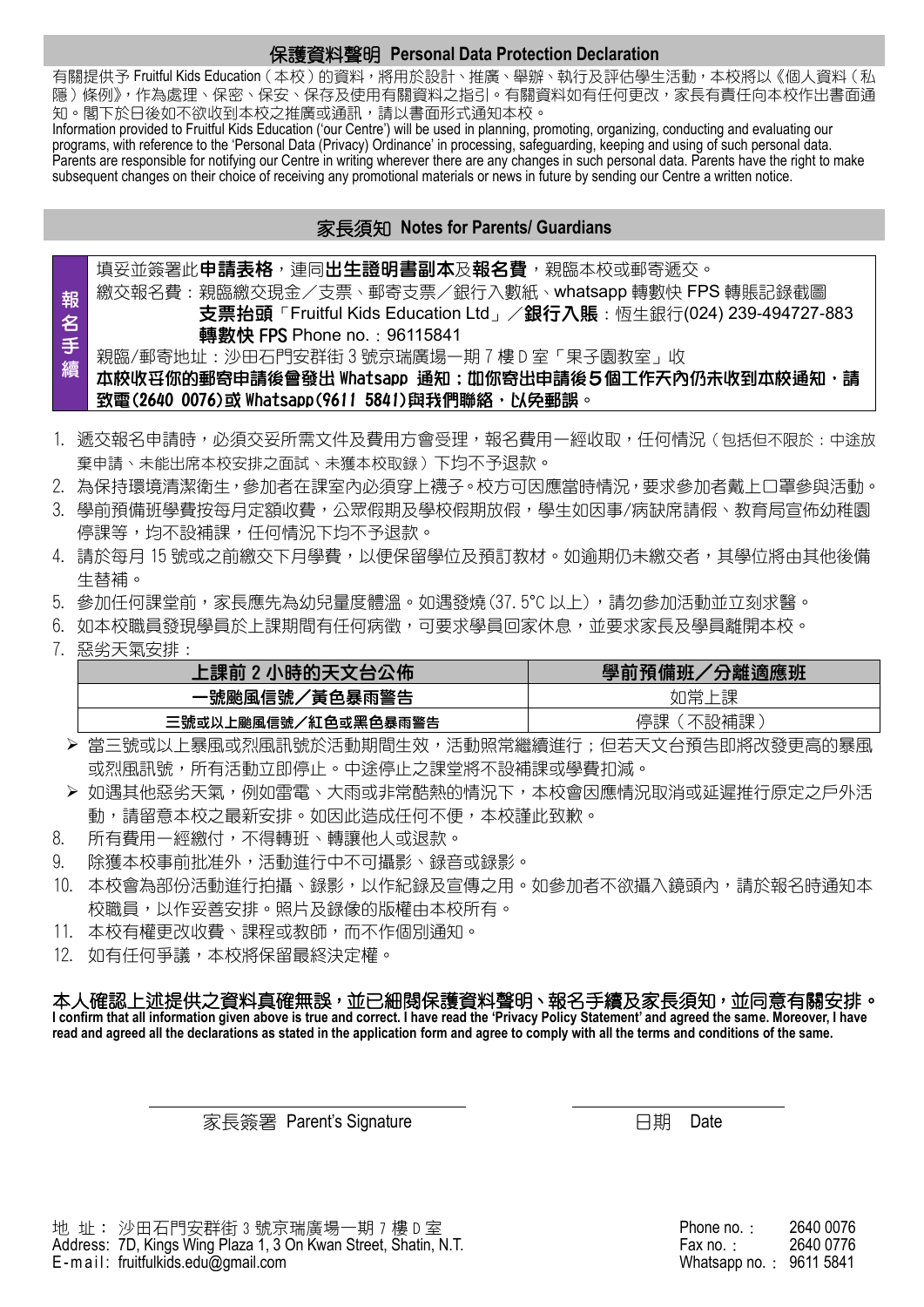## 保護資料聲明 Personal Data Protection Declaration

有關提供予 Fruitful Kids Education（本校）的資料，將用於設計、推廣、舉辦、執行及評估學生活動，本校將以《個人資料（私隱）條例》，作為處理、保密、保安、保存及使用有關資料之指引。有關資料如有任何更改，家長有責任向本校作出書面通知。閣下於日後如不欲收到本校之推廣或通訊，請以書面形式通知本校。
Information provided to Fruitful Kids Education ('our Centre') will be used in planning, promoting, organizing, conducting and evaluating our programs, with reference to the 'Personal Data (Privacy) Ordinance' in processing, safeguarding, keeping and using of such personal data. Parents are responsible for notifying our Centre in writing wherever there are any changes in such personal data. Parents have the right to make subsequent changes on their choice of receiving any promotional materials or news in future by sending our Centre a written notice.

## 家長須知 Notes for Parents/ Guardians

**報名手續**

填妥並簽署此**申請表格**，連同**出生證明書副本**及**報名費**，親臨本校或郵寄遞交。
繳交報名費：親臨繳交現金／支票、郵寄支票／銀行入數紙、whatsapp 轉數快 FPS 轉賬記錄截圖
**支票抬頭**「Fruitful Kids Education Ltd」／**銀行入賬**：恆生銀行(024) 239-494727-883
**轉數快 FPS** Phone no.：96115841
親臨/郵寄地址：沙田石門安群街 3 號京瑞廣場一期 7 樓 D 室「果子園教室」收
**本校收妥你的郵寄申請後會發出 Whatsapp 通知；如你寄出申請後5個工作天內仍未收到本校通知，請致電(2640 0076)或 Whatsapp(9611 5841)與我們聯絡，以免郵誤。**

1. 遞交報名申請時，必須交妥所需文件及費用方會受理，報名費用一經收取，任何情況（包括但不限於：中途放棄申請、未能出席本校安排之面試、未獲本校取錄）下均不予退款。
2. 為保持環境清潔衛生，參加者在課室內必須穿上襪子。校方可因應當時情況，要求參加者戴上口罩參與活動。
3. 學前預備班學費按每月定額收費，公眾假期及學校假期放假，學生如因事/病缺席請假、教育局宣佈幼稚園停課等，均不設補課，任何情況下均不予退款。
4. 請於每月 15 號或之前繳交下月學費，以便保留學位及預訂教材。如逾期仍未繳交者，其學位將由其他後備生替補。
5. 參加任何課堂前，家長應先為幼兒量度體溫。如遇發燒（37.5°C 以上），請勿參加活動並立刻求醫。
6. 如本校職員發現學員於上課期間有任何病徵，可要求學員回家休息，並要求家長及學員離開本校。
7. 惡劣天氣安排：

| 上課前 2 小時的天文台公佈 | 學前預備班／分離適應班 |
|---|---|
| 一號颱風信號／黃色暴雨警告 | 如常上課 |
| 三號或以上颱風信號／紅色或黑色暴雨警告 | 停課（不設補課） |

- 當三號或以上暴風或烈風訊號於活動期間生效，活動照常繼續進行；但若天文台預告即將改發更高的暴風或烈風訊號，所有活動立即停止。中途停止之課堂將不設補課或學費扣減。
- 如遇其他惡劣天氣，例如雷電、大雨或非常酷熱的情況下，本校會因應情況取消或延遲推行原定之戶外活動，請留意本校之最新安排。如因此造成任何不便，本校謹此致歉。

8. 所有費用一經繳付，不得轉班、轉讓他人或退款。
9. 除獲本校事前批准外，活動進行中不可攝影、錄音或錄影。
10. 本校會為部份活動進行拍攝、錄影，以作紀錄及宣傳之用。如參加者不欲攝入鏡頭內，請於報名時通知本校職員，以作妥善安排。照片及錄像的版權由本校所有。
11. 本校有權更改收費、課程或教師，而不作個別通知。
12. 如有任何爭議，本校將保留最終決定權。

**本人確認上述提供之資料真確無誤，並已細閱保護資料聲明、報名手續及家長須知，並同意有關安排。**
**I confirm that all information given above is true and correct. I have read the 'Privacy Policy Statement' and agreed the same. Moreover, I have read and agreed all the declarations as stated in the application form and agree to comply with all the terms and conditions of the same.**

家長簽署 Parent's Signature ____________________ 日期 Date ____________________

地 址：沙田石門安群街 3 號京瑞廣場一期 7 樓 D 室
Address: 7D, Kings Wing Plaza 1, 3 On Kwan Street, Shatin, N.T.
E-mail: fruitfulkids.edu@gmail.com

Phone no.: 2640 0076
Fax no.: 2640 0776
Whatsapp no.: 9611 5841